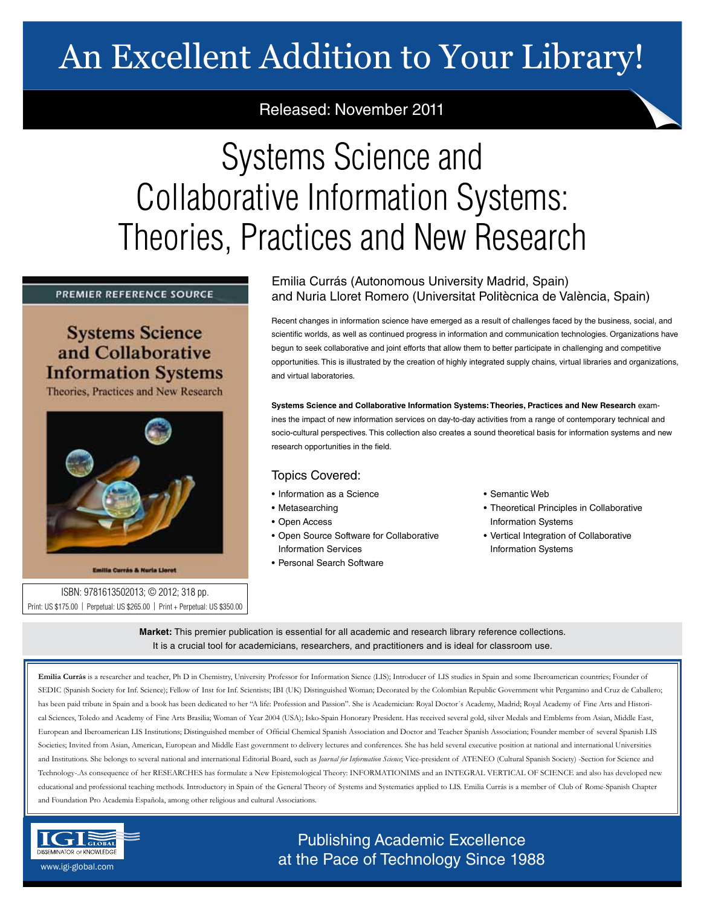# An Excellent Addition to Your Library!

Released: November 2011

# Systems Science and Collaborative Information Systems: Theories, Practices and New Research

PREMIER REFERENCE SOURCE

Systems Science and Collaborative Information Systems

Theories, Practices and New Research

Emilia Currás & Nuria Lloret

ISBN: 9781613502013; © 2012; 318 pp.

Print: US $175.00 | Perpetual: US $265.00 | Print + Perpetual: US $350.00

Emilia Currás (Autonomous University Madrid, Spain) and Nuria Lloret Romero (Universitat Politècnica de València, Spain)

Recent changes in information science have emerged as a result of challenges faced by the business, social, and scientific worlds, as well as continued progress in information and communication technologies. Organizations have begun to seek collaborative and joint efforts that allow them to better participate in challenging and competitive opportunities. This is illustrated by the creation of highly integrated supply chains, virtual libraries and organizations, and virtual laboratories.

**Systems Science and Collaborative Information Systems: Theories, Practices and New Research** examines the impact of new information services on day-to-day activities from a range of contemporary technical and socio-cultural perspectives. This collection also creates a sound theoretical basis for information systems and new research opportunities in the field.

## Topics Covered:

- Information as a Science
- Metasearching
- Open Access
- Open Source Software for Collaborative Information Services
- Personal Search Software
- Semantic Web
- Theoretical Principles in Collaborative Information Systems
- Vertical Integration of Collaborative Information Systems

**Market:** This premier publication is essential for all academic and research library reference collections. It is a crucial tool for academicians, researchers, and practitioners and is ideal for classroom use.

**Emilia Currás** is a researcher and teacher, Ph D in Chemistry, University Professor for Information Sience (LIS); Introducer of LIS studies in Spain and some Iberoamerican countries; Founder of SEDIC (Spanish Society for Inf. Science); Fellow of Inst for Inf. Scientists; IBI (UK) Distinguished Woman; Decorated by the Colombian Republic Government whit Pergamino and Cruz de Caballero; has been paid tribute in Spain and a book has been dedicated to her "A life: Profession and Passion". She is Academician: Royal Doctor´s Academy, Madrid; Royal Academy of Fine Arts and Historical Sciences, Toledo and Academy of Fine Arts Brasilia; Woman of Year 2004 (USA); Isko-Spain Honorary President. Has received several gold, silver Medals and Emblems from Asian, Middle East, European and Iberoamerican LIS Institutions; Distinguished member of Official Chemical Spanish Association and Doctor and Teacher Spanish Association; Founder member of several Spanish LIS Societies; Invited from Asian, American, European and Middle East government to delivery lectures and conferences. She has held several executive position at national and international Universities and Institutions. She belongs to several national and international Editorial Board, such as *Journal for Information Science*; Vice-president of ATENEO (Cultural Spanish Society) -Section for Science and Technology-.As consequence of her RESEARCHES has formulate a New Epistemological Theory: INFORMATIONIMS and an INTEGRAL VERTICAL OF SCIENCE and also has developed new educational and professional teaching methods. Introductory in Spain of the General Theory of Systems and Systematics applied to LIS. Emilia Currás is a member of Club of Rome-Spanish Chapter and Foundation Pro Academia Española, among other religious and cultural Associations.

IGI GLOBAL — DISSEMINATOR OF KNOWLEDGE

www.igi-global.com

Publishing Academic Excellence at the Pace of Technology Since 1988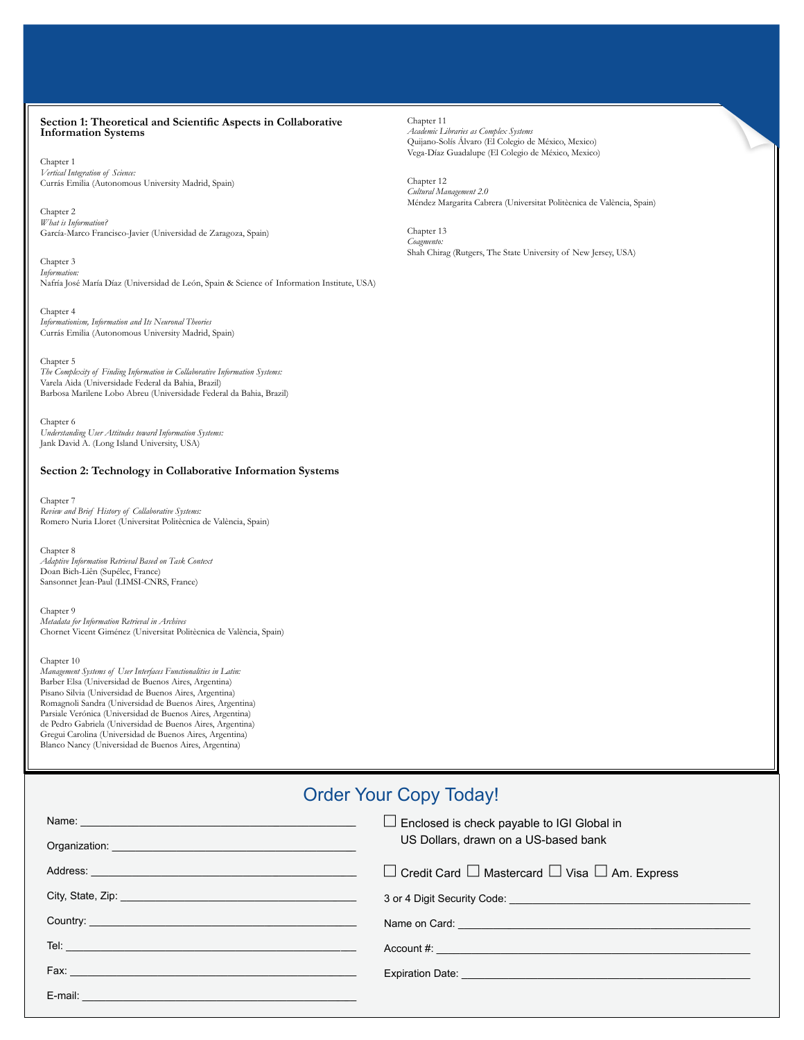## Section 1: Theoretical and Scientific Aspects in Collaborative Information Systems

Chapter 1
*Vertical Integration of Science:*
Currás Emilia (Autonomous University Madrid, Spain)

Chapter 2
*What is Information?*
García-Marco Francisco-Javier (Universidad de Zaragoza, Spain)

Chapter 3
*Information:*
Nafría José María Díaz (Universidad de León, Spain & Science of Information Institute, USA)

Chapter 4
*Informationism, Information and Its Neuronal Theories*
Currás Emilia (Autonomous University Madrid, Spain)

Chapter 5
*The Complexity of Finding Information in Collaborative Information Systems:*
Varela Aida (Universidade Federal da Bahia, Brazil)
Barbosa Marilene Lobo Abreu (Universidade Federal da Bahia, Brazil)

Chapter 6
*Understanding User Attitudes toward Information Systems:*
Jank David A. (Long Island University, USA)

## Section 2: Technology in Collaborative Information Systems

Chapter 7
*Review and Brief History of Collaborative Systems:*
Romero Nuria Lloret (Universitat Politècnica de València, Spain)

Chapter 8
*Adaptive Information Retrieval Based on Task Context*
Doan Bich-Liên (Supélec, France)
Sansonnet Jean-Paul (LIMSI-CNRS, France)

Chapter 9
*Metadata for Information Retrieval in Archives*
Chornet Vicent Giménez (Universitat Politècnica de València, Spain)

Chapter 10
*Management Systems of User Interfaces Functionalities in Latin:*
Barber Elsa (Universidad de Buenos Aires, Argentina)
Pisano Silvia (Universidad de Buenos Aires, Argentina)
Romagnoli Sandra (Universidad de Buenos Aires, Argentina)
Parsiale Verónica (Universidad de Buenos Aires, Argentina)
de Pedro Gabriela (Universidad de Buenos Aires, Argentina)
Gregui Carolina (Universidad de Buenos Aires, Argentina)
Blanco Nancy (Universidad de Buenos Aires, Argentina)

Chapter 11
*Academic Libraries as Complex Systems*
Quijano-Solís Álvaro (El Colegio de México, Mexico)
Vega-Díaz Guadalupe (El Colegio de México, Mexico)

Chapter 12
*Cultural Management 2.0*
Méndez Margarita Cabrera (Universitat Politècnica de València, Spain)

Chapter 13
*Coagmento:*
Shah Chirag (Rutgers, The State University of New Jersey, USA)

## Order Your Copy Today!

Name: ______________________________

Organization: ______________________________

Address: ______________________________

City, State, Zip: ______________________________

Country: ______________________________

Tel: ______________________________

Fax: ______________________________

E-mail: ______________________________

☐ Enclosed is check payable to IGI Global in US Dollars, drawn on a US-based bank

☐ Credit Card ☐ Mastercard ☐ Visa ☐ Am. Express

3 or 4 Digit Security Code: ______________________________

Name on Card: ______________________________

Account #: ______________________________

Expiration Date: ______________________________